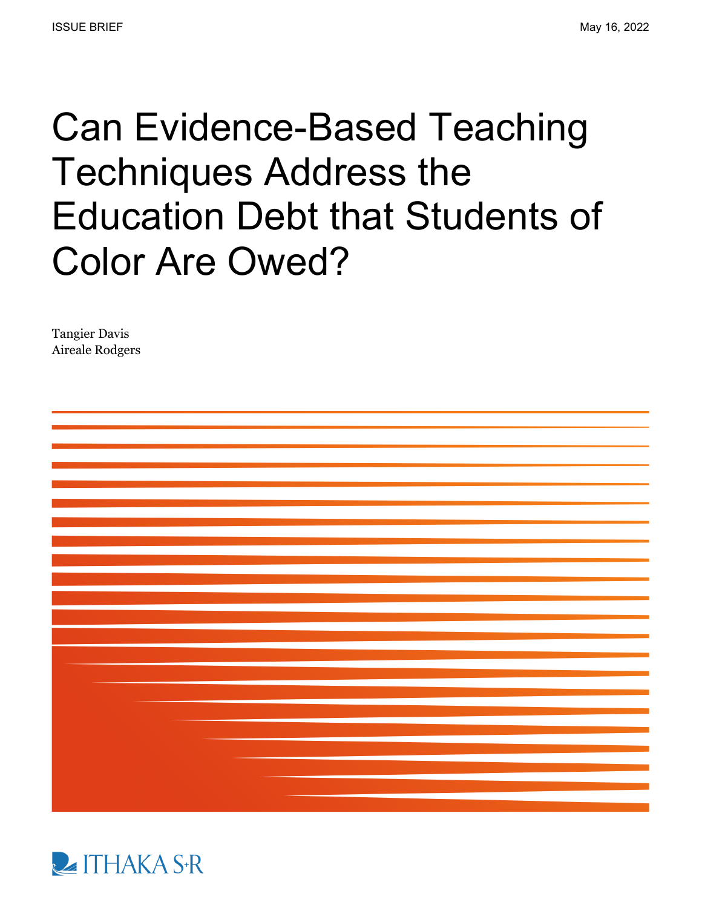ISSUE BRIEF

May 16, 2022

# Can Evidence-Based Teaching Techniques Address the Education Debt that Students of Color Are Owed?

Tangier Davis
Aireale Rodgers

ITHAKA S+R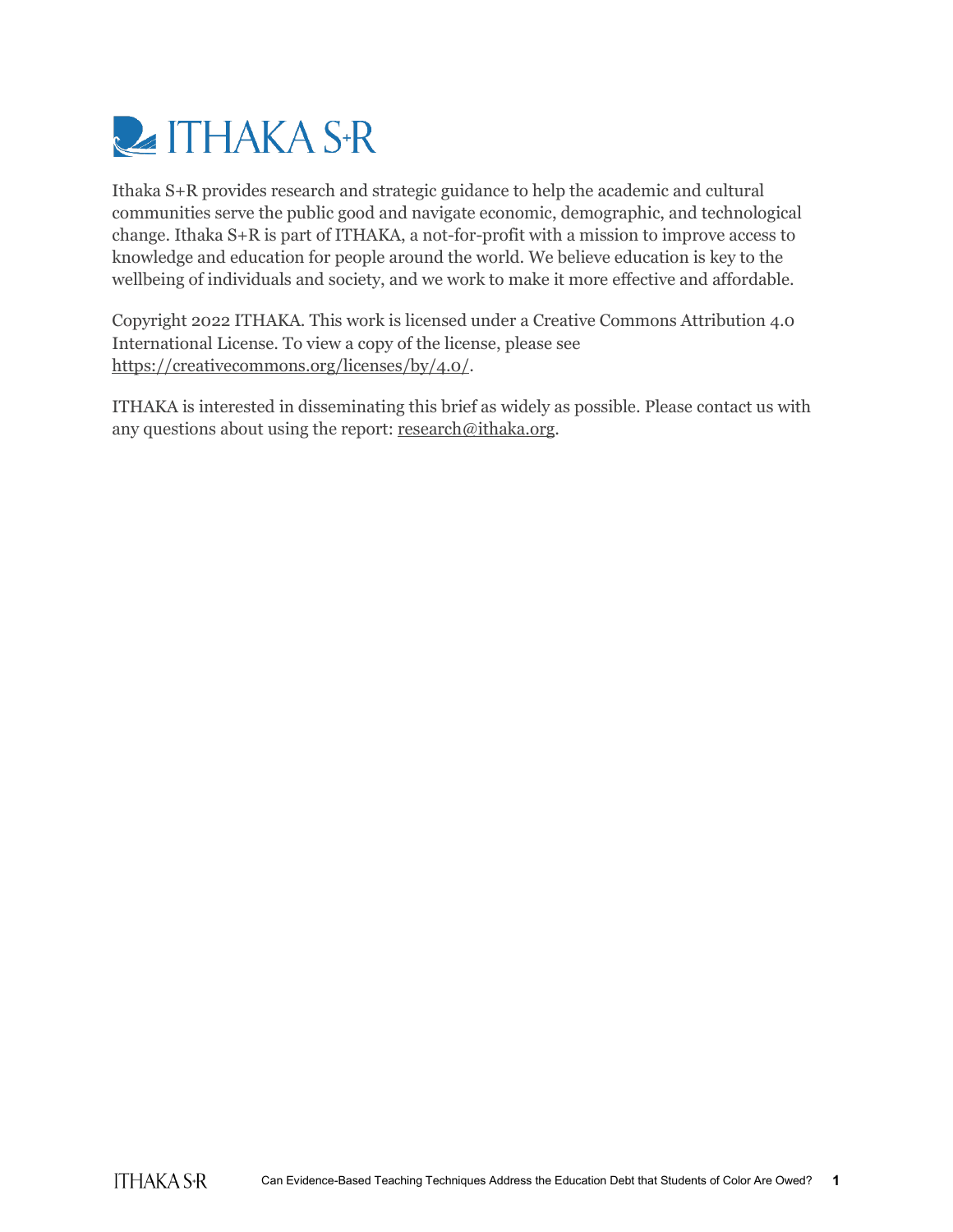Ithaka S+R provides research and strategic guidance to help the academic and cultural communities serve the public good and navigate economic, demographic, and technological change. Ithaka S+R is part of ITHAKA, a not-for-profit with a mission to improve access to knowledge and education for people around the world. We believe education is key to the wellbeing of individuals and society, and we work to make it more effective and affordable.

Copyright 2022 ITHAKA. This work is licensed under a Creative Commons Attribution 4.0 International License. To view a copy of the license, please see https://creativecommons.org/licenses/by/4.0/.

ITHAKA is interested in disseminating this brief as widely as possible. Please contact us with any questions about using the report: research@ithaka.org.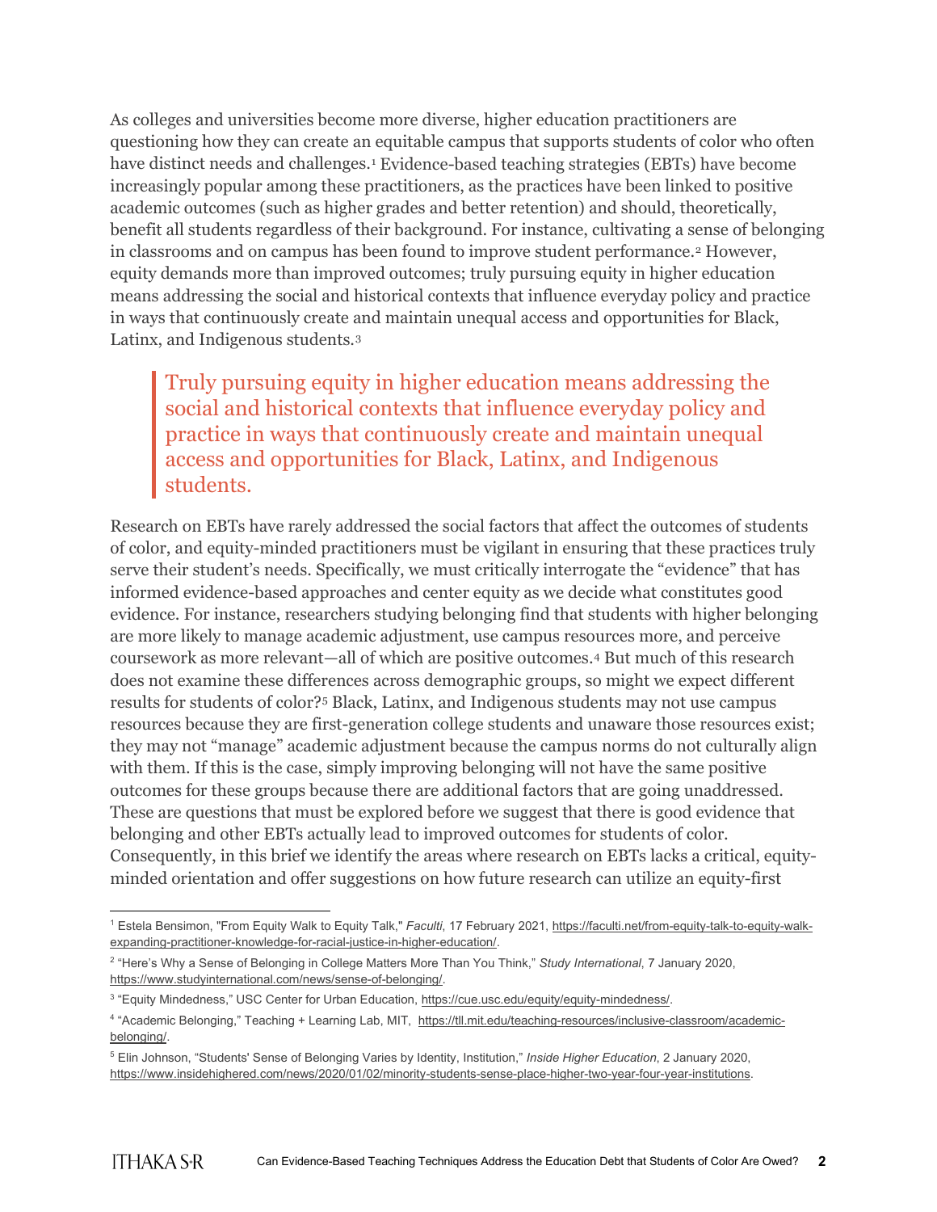As colleges and universities become more diverse, higher education practitioners are questioning how they can create an equitable campus that supports students of color who often have distinct needs and challenges.[1] Evidence-based teaching strategies (EBTs) have become increasingly popular among these practitioners, as the practices have been linked to positive academic outcomes (such as higher grades and better retention) and should, theoretically, benefit all students regardless of their background. For instance, cultivating a sense of belonging in classrooms and on campus has been found to improve student performance.[2] However, equity demands more than improved outcomes; truly pursuing equity in higher education means addressing the social and historical contexts that influence everyday policy and practice in ways that continuously create and maintain unequal access and opportunities for Black, Latinx, and Indigenous students.[3]

> Truly pursuing equity in higher education means addressing the social and historical contexts that influence everyday policy and practice in ways that continuously create and maintain unequal access and opportunities for Black, Latinx, and Indigenous students.

Research on EBTs have rarely addressed the social factors that affect the outcomes of students of color, and equity-minded practitioners must be vigilant in ensuring that these practices truly serve their student's needs. Specifically, we must critically interrogate the "evidence" that has informed evidence-based approaches and center equity as we decide what constitutes good evidence. For instance, researchers studying belonging find that students with higher belonging are more likely to manage academic adjustment, use campus resources more, and perceive coursework as more relevant—all of which are positive outcomes.[4] But much of this research does not examine these differences across demographic groups, so might we expect different results for students of color?[5] Black, Latinx, and Indigenous students may not use campus resources because they are first-generation college students and unaware those resources exist; they may not "manage" academic adjustment because the campus norms do not culturally align with them. If this is the case, simply improving belonging will not have the same positive outcomes for these groups because there are additional factors that are going unaddressed. These are questions that must be explored before we suggest that there is good evidence that belonging and other EBTs actually lead to improved outcomes for students of color. Consequently, in this brief we identify the areas where research on EBTs lacks a critical, equity-minded orientation and offer suggestions on how future research can utilize an equity-first

---

[1] Estela Bensimon, "From Equity Walk to Equity Talk," *Faculti*, 17 February 2021, https://faculti.net/from-equity-talk-to-equity-walk-expanding-practitioner-knowledge-for-racial-justice-in-higher-education/.

[2] "Here's Why a Sense of Belonging in College Matters More Than You Think," *Study International*, 7 January 2020, https://www.studyinternational.com/news/sense-of-belonging/.

[3] "Equity Mindedness," USC Center for Urban Education, https://cue.usc.edu/equity/equity-mindedness/.

[4] "Academic Belonging," Teaching + Learning Lab, MIT, https://tll.mit.edu/teaching-resources/inclusive-classroom/academic-belonging/.

[5] Elin Johnson, "Students' Sense of Belonging Varies by Identity, Institution," *Inside Higher Education*, 2 January 2020, https://www.insidehighered.com/news/2020/01/02/minority-students-sense-place-higher-two-year-four-year-institutions.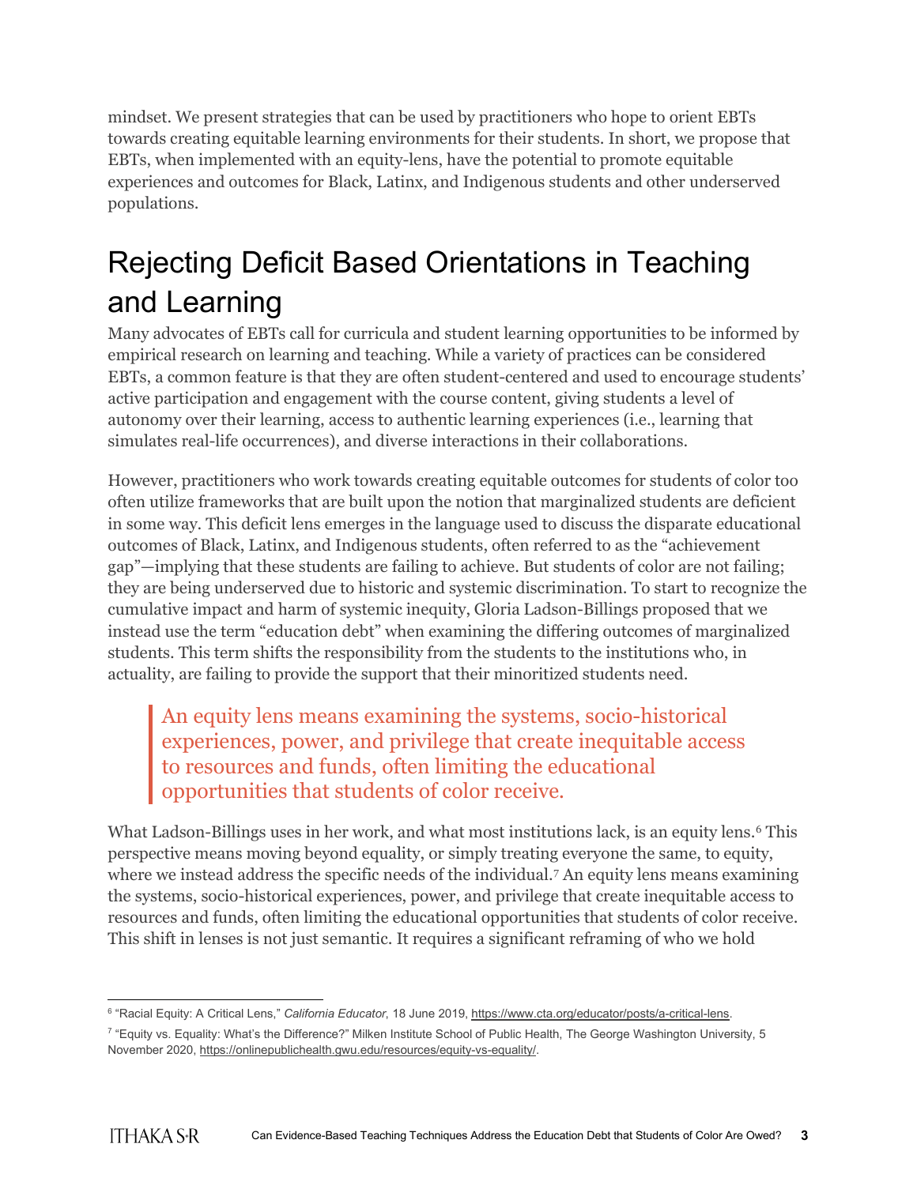mindset. We present strategies that can be used by practitioners who hope to orient EBTs towards creating equitable learning environments for their students. In short, we propose that EBTs, when implemented with an equity-lens, have the potential to promote equitable experiences and outcomes for Black, Latinx, and Indigenous students and other underserved populations.

# Rejecting Deficit Based Orientations in Teaching and Learning

Many advocates of EBTs call for curricula and student learning opportunities to be informed by empirical research on learning and teaching. While a variety of practices can be considered EBTs, a common feature is that they are often student-centered and used to encourage students' active participation and engagement with the course content, giving students a level of autonomy over their learning, access to authentic learning experiences (i.e., learning that simulates real-life occurrences), and diverse interactions in their collaborations.

However, practitioners who work towards creating equitable outcomes for students of color too often utilize frameworks that are built upon the notion that marginalized students are deficient in some way. This deficit lens emerges in the language used to discuss the disparate educational outcomes of Black, Latinx, and Indigenous students, often referred to as the "achievement gap"—implying that these students are failing to achieve. But students of color are not failing; they are being underserved due to historic and systemic discrimination. To start to recognize the cumulative impact and harm of systemic inequity, Gloria Ladson-Billings proposed that we instead use the term "education debt" when examining the differing outcomes of marginalized students. This term shifts the responsibility from the students to the institutions who, in actuality, are failing to provide the support that their minoritized students need.

> An equity lens means examining the systems, socio-historical experiences, power, and privilege that create inequitable access to resources and funds, often limiting the educational opportunities that students of color receive.

What Ladson-Billings uses in her work, and what most institutions lack, is an equity lens.[6] This perspective means moving beyond equality, or simply treating everyone the same, to equity, where we instead address the specific needs of the individual.[7] An equity lens means examining the systems, socio-historical experiences, power, and privilege that create inequitable access to resources and funds, often limiting the educational opportunities that students of color receive. This shift in lenses is not just semantic. It requires a significant reframing of who we hold

---

[6] "Racial Equity: A Critical Lens," *California Educator*, 18 June 2019, https://www.cta.org/educator/posts/a-critical-lens.

[7] "Equity vs. Equality: What's the Difference?" Milken Institute School of Public Health, The George Washington University, 5 November 2020, https://onlinepublichealth.gwu.edu/resources/equity-vs-equality/.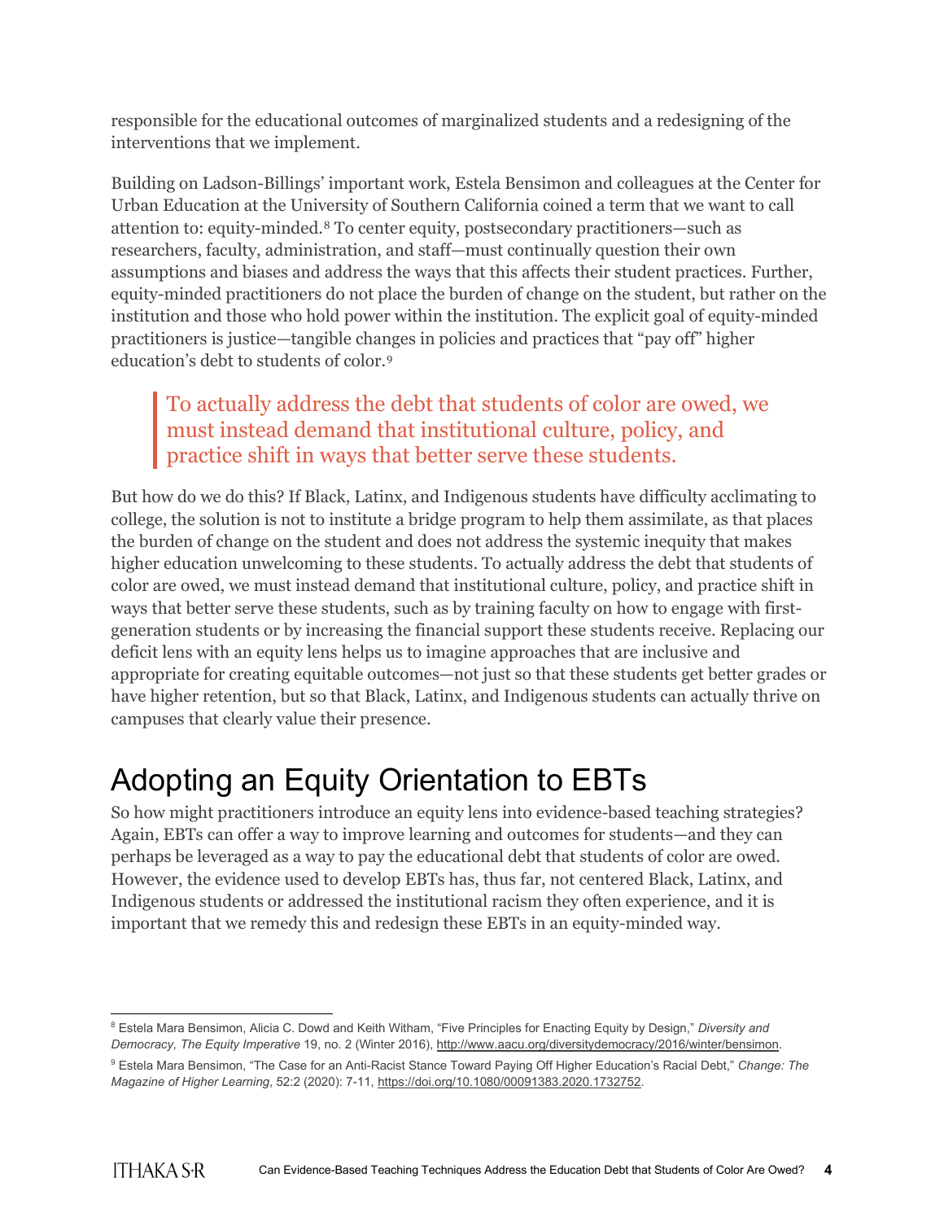responsible for the educational outcomes of marginalized students and a redesigning of the interventions that we implement.

Building on Ladson-Billings' important work, Estela Bensimon and colleagues at the Center for Urban Education at the University of Southern California coined a term that we want to call attention to: equity-minded.[8] To center equity, postsecondary practitioners—such as researchers, faculty, administration, and staff—must continually question their own assumptions and biases and address the ways that this affects their student practices. Further, equity-minded practitioners do not place the burden of change on the student, but rather on the institution and those who hold power within the institution. The explicit goal of equity-minded practitioners is justice—tangible changes in policies and practices that "pay off" higher education's debt to students of color.[9]

> To actually address the debt that students of color are owed, we must instead demand that institutional culture, policy, and practice shift in ways that better serve these students.

But how do we do this? If Black, Latinx, and Indigenous students have difficulty acclimating to college, the solution is not to institute a bridge program to help them assimilate, as that places the burden of change on the student and does not address the systemic inequity that makes higher education unwelcoming to these students. To actually address the debt that students of color are owed, we must instead demand that institutional culture, policy, and practice shift in ways that better serve these students, such as by training faculty on how to engage with first-generation students or by increasing the financial support these students receive. Replacing our deficit lens with an equity lens helps us to imagine approaches that are inclusive and appropriate for creating equitable outcomes—not just so that these students get better grades or have higher retention, but so that Black, Latinx, and Indigenous students can actually thrive on campuses that clearly value their presence.

# Adopting an Equity Orientation to EBTs

So how might practitioners introduce an equity lens into evidence-based teaching strategies? Again, EBTs can offer a way to improve learning and outcomes for students—and they can perhaps be leveraged as a way to pay the educational debt that students of color are owed. However, the evidence used to develop EBTs has, thus far, not centered Black, Latinx, and Indigenous students or addressed the institutional racism they often experience, and it is important that we remedy this and redesign these EBTs in an equity-minded way.

---

[8] Estela Mara Bensimon, Alicia C. Dowd and Keith Witham, "Five Principles for Enacting Equity by Design," *Diversity and Democracy, The Equity Imperative* 19, no. 2 (Winter 2016), http://www.aacu.org/diversitydemocracy/2016/winter/bensimon.

[9] Estela Mara Bensimon, "The Case for an Anti-Racist Stance Toward Paying Off Higher Education's Racial Debt," *Change: The Magazine of Higher Learning*, 52:2 (2020): 7-11, https://doi.org/10.1080/00091383.2020.1732752.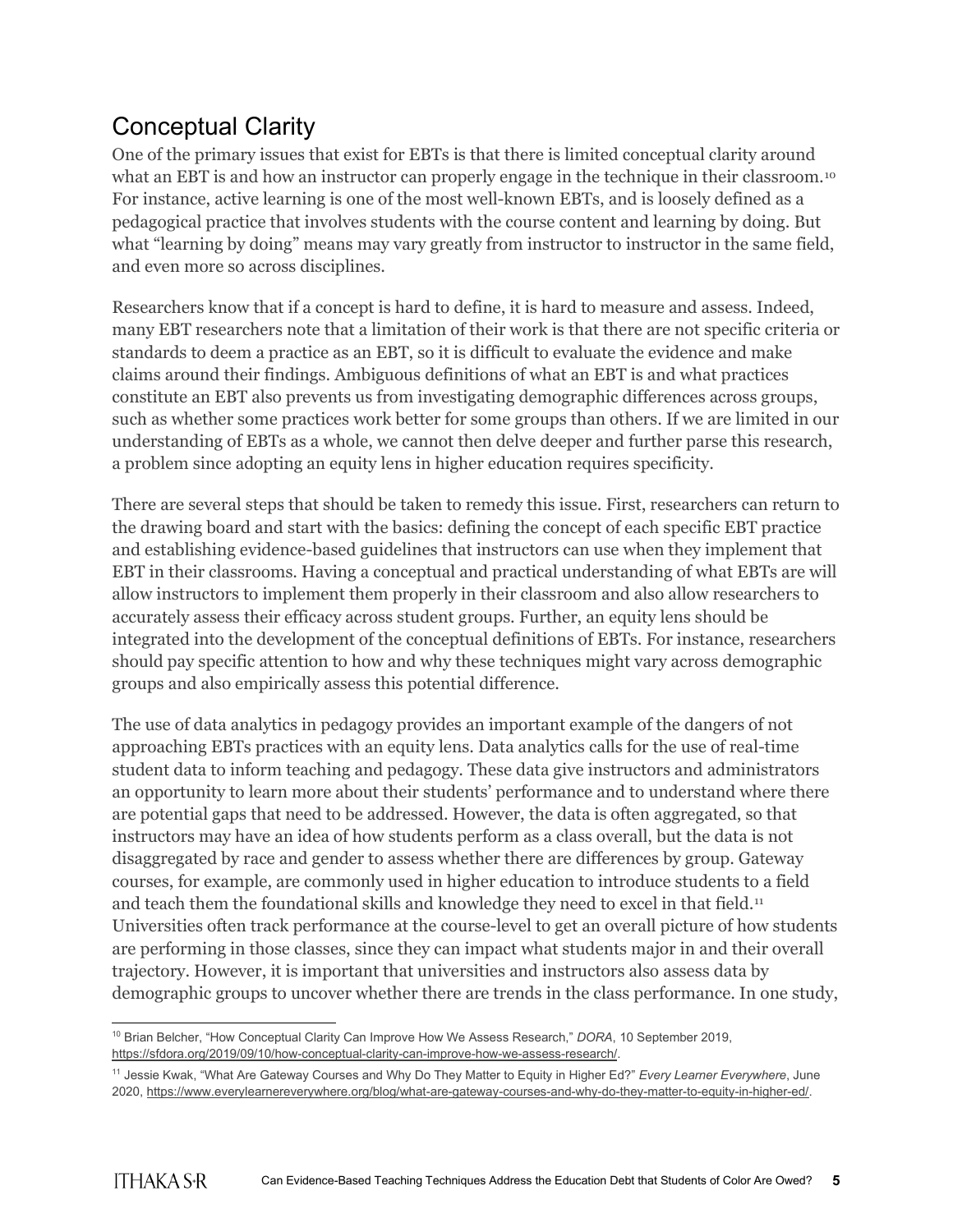## Conceptual Clarity

One of the primary issues that exist for EBTs is that there is limited conceptual clarity around what an EBT is and how an instructor can properly engage in the technique in their classroom.[10] For instance, active learning is one of the most well-known EBTs, and is loosely defined as a pedagogical practice that involves students with the course content and learning by doing. But what "learning by doing" means may vary greatly from instructor to instructor in the same field, and even more so across disciplines.

Researchers know that if a concept is hard to define, it is hard to measure and assess. Indeed, many EBT researchers note that a limitation of their work is that there are not specific criteria or standards to deem a practice as an EBT, so it is difficult to evaluate the evidence and make claims around their findings. Ambiguous definitions of what an EBT is and what practices constitute an EBT also prevents us from investigating demographic differences across groups, such as whether some practices work better for some groups than others. If we are limited in our understanding of EBTs as a whole, we cannot then delve deeper and further parse this research, a problem since adopting an equity lens in higher education requires specificity.

There are several steps that should be taken to remedy this issue. First, researchers can return to the drawing board and start with the basics: defining the concept of each specific EBT practice and establishing evidence-based guidelines that instructors can use when they implement that EBT in their classrooms. Having a conceptual and practical understanding of what EBTs are will allow instructors to implement them properly in their classroom and also allow researchers to accurately assess their efficacy across student groups. Further, an equity lens should be integrated into the development of the conceptual definitions of EBTs. For instance, researchers should pay specific attention to how and why these techniques might vary across demographic groups and also empirically assess this potential difference.

The use of data analytics in pedagogy provides an important example of the dangers of not approaching EBTs practices with an equity lens. Data analytics calls for the use of real-time student data to inform teaching and pedagogy. These data give instructors and administrators an opportunity to learn more about their students' performance and to understand where there are potential gaps that need to be addressed. However, the data is often aggregated, so that instructors may have an idea of how students perform as a class overall, but the data is not disaggregated by race and gender to assess whether there are differences by group. Gateway courses, for example, are commonly used in higher education to introduce students to a field and teach them the foundational skills and knowledge they need to excel in that field.[11] Universities often track performance at the course-level to get an overall picture of how students are performing in those classes, since they can impact what students major in and their overall trajectory. However, it is important that universities and instructors also assess data by demographic groups to uncover whether there are trends in the class performance. In one study,

---

[10] Brian Belcher, "How Conceptual Clarity Can Improve How We Assess Research," *DORA*, 10 September 2019, https://sfdora.org/2019/09/10/how-conceptual-clarity-can-improve-how-we-assess-research/.

[11] Jessie Kwak, "What Are Gateway Courses and Why Do They Matter to Equity in Higher Ed?" *Every Learner Everywhere*, June 2020, https://www.everylearnereverywhere.org/blog/what-are-gateway-courses-and-why-do-they-matter-to-equity-in-higher-ed/.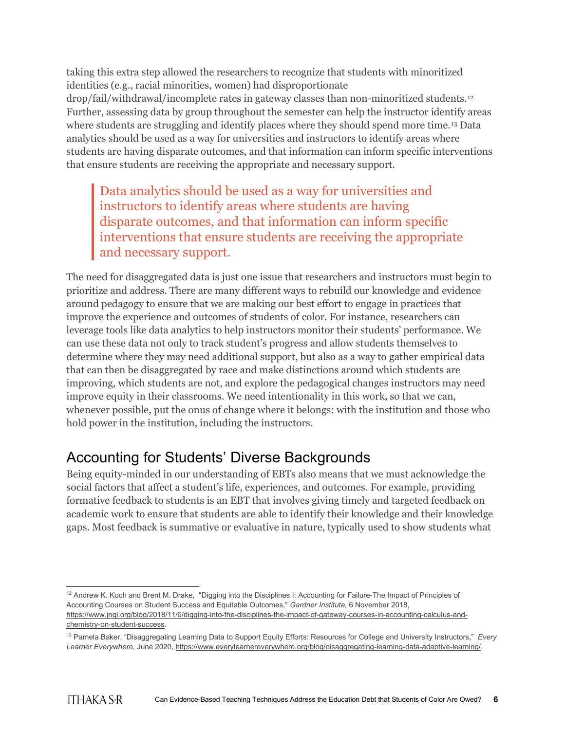taking this extra step allowed the researchers to recognize that students with minoritized identities (e.g., racial minorities, women) had disproportionate drop/fail/withdrawal/incomplete rates in gateway classes than non-minoritized students.[12] Further, assessing data by group throughout the semester can help the instructor identify areas where students are struggling and identify places where they should spend more time.[13] Data analytics should be used as a way for universities and instructors to identify areas where students are having disparate outcomes, and that information can inform specific interventions that ensure students are receiving the appropriate and necessary support.

> Data analytics should be used as a way for universities and instructors to identify areas where students are having disparate outcomes, and that information can inform specific interventions that ensure students are receiving the appropriate and necessary support.

The need for disaggregated data is just one issue that researchers and instructors must begin to prioritize and address. There are many different ways to rebuild our knowledge and evidence around pedagogy to ensure that we are making our best effort to engage in practices that improve the experience and outcomes of students of color. For instance, researchers can leverage tools like data analytics to help instructors monitor their students' performance. We can use these data not only to track student's progress and allow students themselves to determine where they may need additional support, but also as a way to gather empirical data that can then be disaggregated by race and make distinctions around which students are improving, which students are not, and explore the pedagogical changes instructors may need improve equity in their classrooms. We need intentionality in this work, so that we can, whenever possible, put the onus of change where it belongs: with the institution and those who hold power in the institution, including the instructors.

## Accounting for Students' Diverse Backgrounds

Being equity-minded in our understanding of EBTs also means that we must acknowledge the social factors that affect a student's life, experiences, and outcomes. For example, providing formative feedback to students is an EBT that involves giving timely and targeted feedback on academic work to ensure that students are able to identify their knowledge and their knowledge gaps. Most feedback is summative or evaluative in nature, typically used to show students what

---

[12] Andrew K. Koch and Brent M. Drake, "Digging into the Disciplines I: Accounting for Failure-The Impact of Principles of Accounting Courses on Student Success and Equitable Outcomes," *Gardner Institute*, 6 November 2018, https://www.jngi.org/blog/2018/11/6/digging-into-the-disciplines-the-impact-of-gateway-courses-in-accounting-calculus-and-chemistry-on-student-success.

[13] Pamela Baker, "Disaggregating Learning Data to Support Equity Efforts: Resources for College and University Instructors," *Every Learner Everywhere*, June 2020, https://www.everylearnereverywhere.org/blog/disaggregating-learning-data-adaptive-learning/.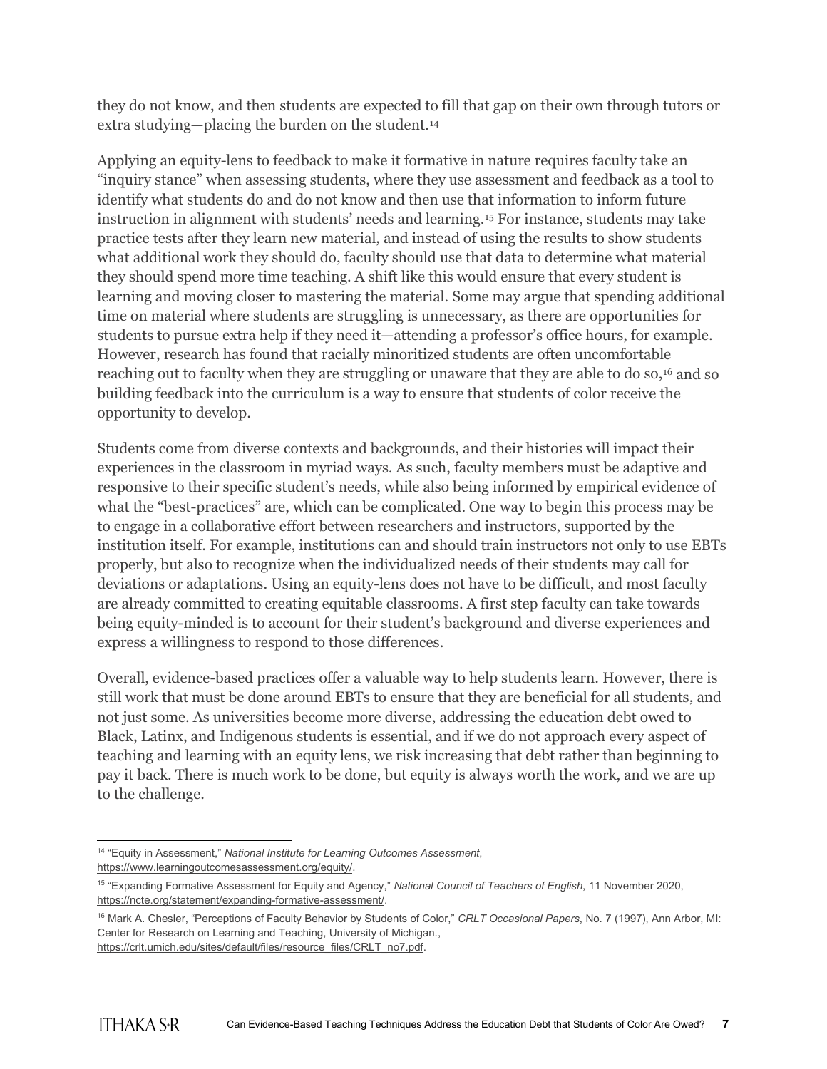they do not know, and then students are expected to fill that gap on their own through tutors or extra studying—placing the burden on the student.[14]

Applying an equity-lens to feedback to make it formative in nature requires faculty take an "inquiry stance" when assessing students, where they use assessment and feedback as a tool to identify what students do and do not know and then use that information to inform future instruction in alignment with students' needs and learning.[15] For instance, students may take practice tests after they learn new material, and instead of using the results to show students what additional work they should do, faculty should use that data to determine what material they should spend more time teaching. A shift like this would ensure that every student is learning and moving closer to mastering the material. Some may argue that spending additional time on material where students are struggling is unnecessary, as there are opportunities for students to pursue extra help if they need it—attending a professor's office hours, for example. However, research has found that racially minoritized students are often uncomfortable reaching out to faculty when they are struggling or unaware that they are able to do so,[16] and so building feedback into the curriculum is a way to ensure that students of color receive the opportunity to develop.

Students come from diverse contexts and backgrounds, and their histories will impact their experiences in the classroom in myriad ways. As such, faculty members must be adaptive and responsive to their specific student's needs, while also being informed by empirical evidence of what the "best-practices" are, which can be complicated. One way to begin this process may be to engage in a collaborative effort between researchers and instructors, supported by the institution itself. For example, institutions can and should train instructors not only to use EBTs properly, but also to recognize when the individualized needs of their students may call for deviations or adaptations. Using an equity-lens does not have to be difficult, and most faculty are already committed to creating equitable classrooms. A first step faculty can take towards being equity-minded is to account for their student's background and diverse experiences and express a willingness to respond to those differences.

Overall, evidence-based practices offer a valuable way to help students learn. However, there is still work that must be done around EBTs to ensure that they are beneficial for all students, and not just some. As universities become more diverse, addressing the education debt owed to Black, Latinx, and Indigenous students is essential, and if we do not approach every aspect of teaching and learning with an equity lens, we risk increasing that debt rather than beginning to pay it back. There is much work to be done, but equity is always worth the work, and we are up to the challenge.

---

[14] "Equity in Assessment," *National Institute for Learning Outcomes Assessment*, https://www.learningoutcomesassessment.org/equity/.

[15] "Expanding Formative Assessment for Equity and Agency," *National Council of Teachers of English*, 11 November 2020, https://ncte.org/statement/expanding-formative-assessment/.

[16] Mark A. Chesler, "Perceptions of Faculty Behavior by Students of Color," *CRLT Occasional Papers*, No. 7 (1997), Ann Arbor, MI: Center for Research on Learning and Teaching, University of Michigan., https://crlt.umich.edu/sites/default/files/resource_files/CRLT_no7.pdf.